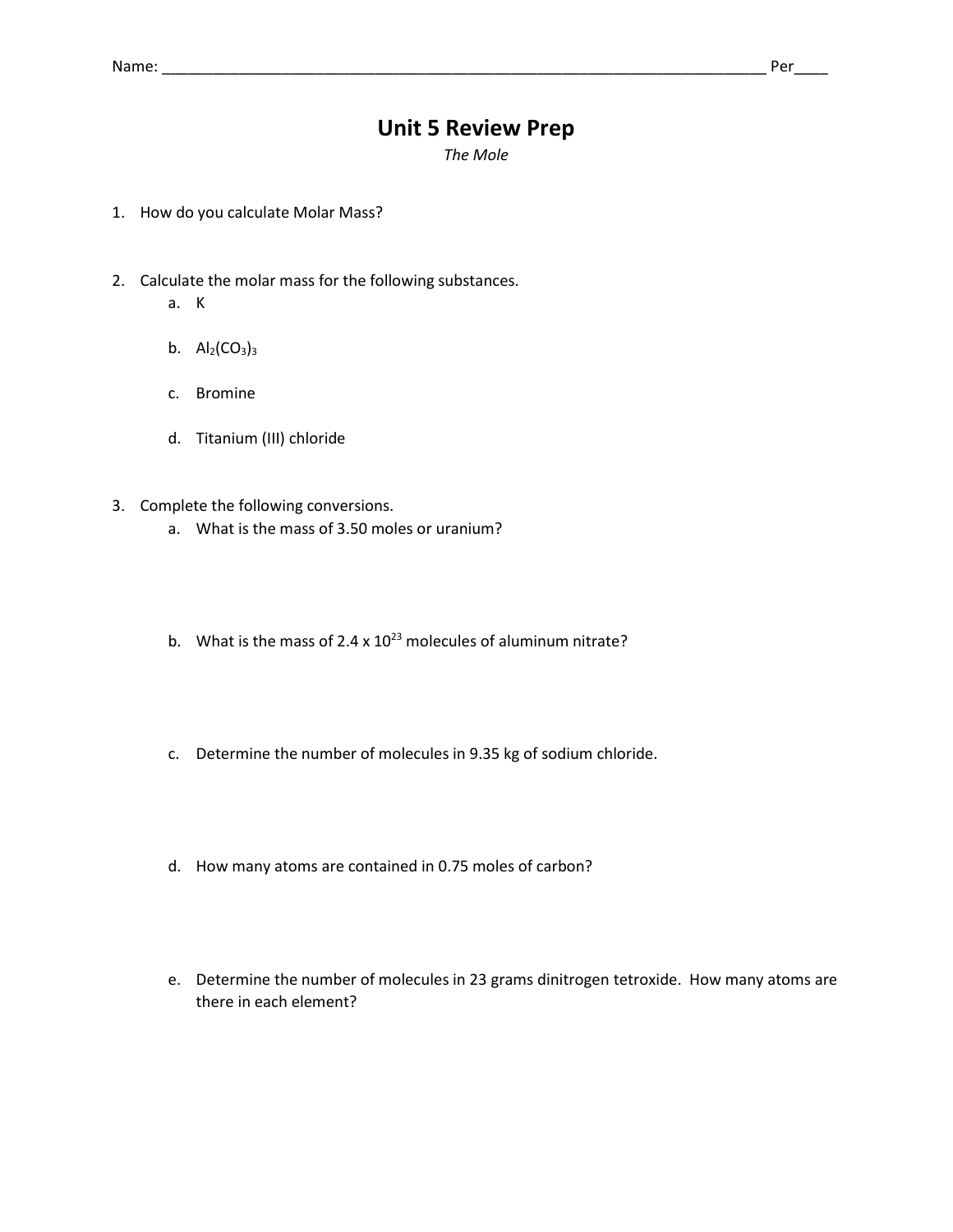Name: ___________________________________________________________________________ Per____

# Unit 5 Review Prep

*The Mole*

1. How do you calculate Molar Mass?

2. Calculate the molar mass for the following substances.
   a. K
   b. $Al_2(CO_3)_3$
   c. Bromine
   d. Titanium (III) chloride

3. Complete the following conversions.
   a. What is the mass of 3.50 moles or uranium?
   b. What is the mass of $2.4 \times 10^{23}$ molecules of aluminum nitrate?
   c. Determine the number of molecules in 9.35 kg of sodium chloride.
   d. How many atoms are contained in 0.75 moles of carbon?
   e. Determine the number of molecules in 23 grams dinitrogen tetroxide. How many atoms are there in each element?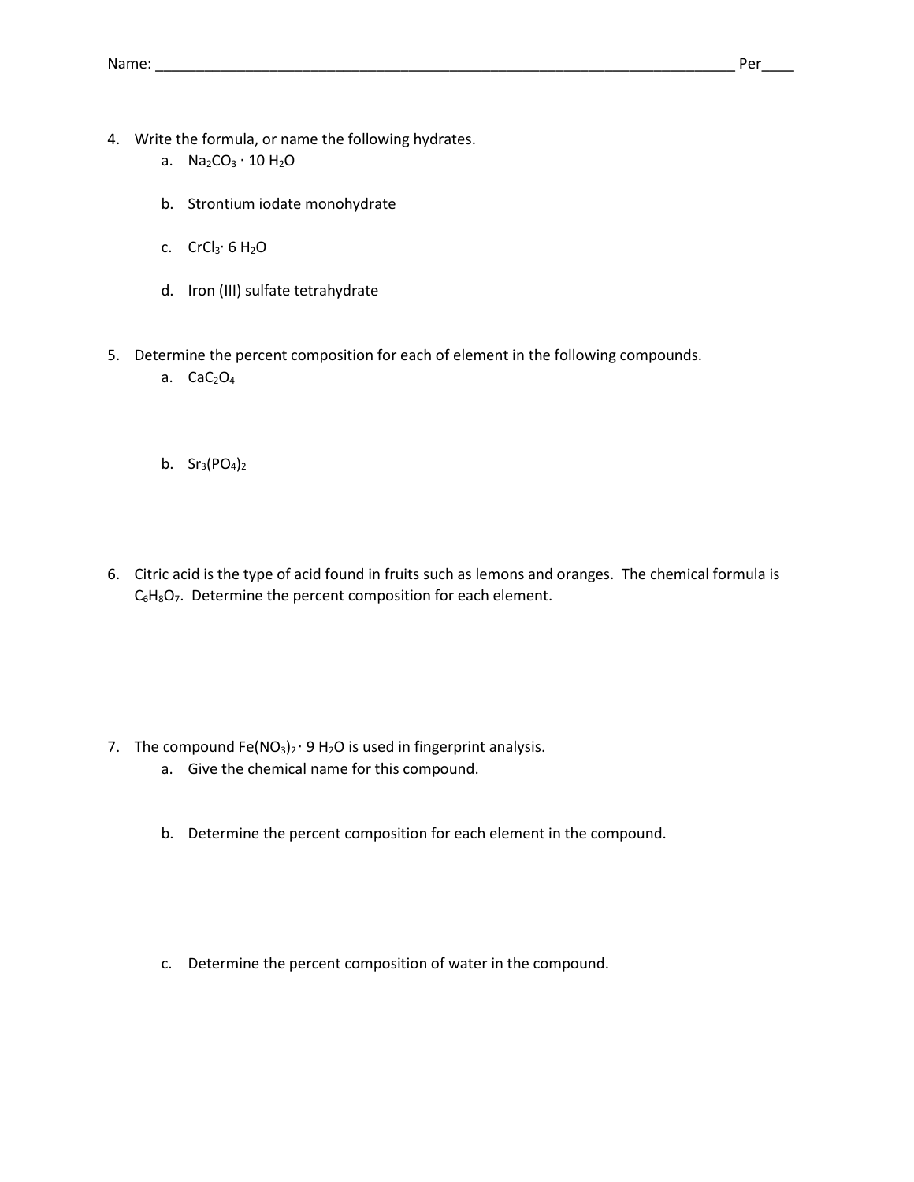Name: ___________________________________________________________________________ Per____

4. Write the formula, or name the following hydrates.
   a. $Na_2CO_3 \cdot 10\ H_2O$
   b. Strontium iodate monohydrate
   c. $CrCl_3 \cdot 6\ H_2O$
   d. Iron (III) sulfate tetrahydrate

5. Determine the percent composition for each of element in the following compounds.
   a. $CaC_2O_4$
   b. $Sr_3(PO_4)_2$

6. Citric acid is the type of acid found in fruits such as lemons and oranges. The chemical formula is $C_6H_8O_7$. Determine the percent composition for each element.

7. The compound $Fe(NO_3)_2 \cdot 9\ H_2O$ is used in fingerprint analysis.
   a. Give the chemical name for this compound.
   b. Determine the percent composition for each element in the compound.
   c. Determine the percent composition of water in the compound.